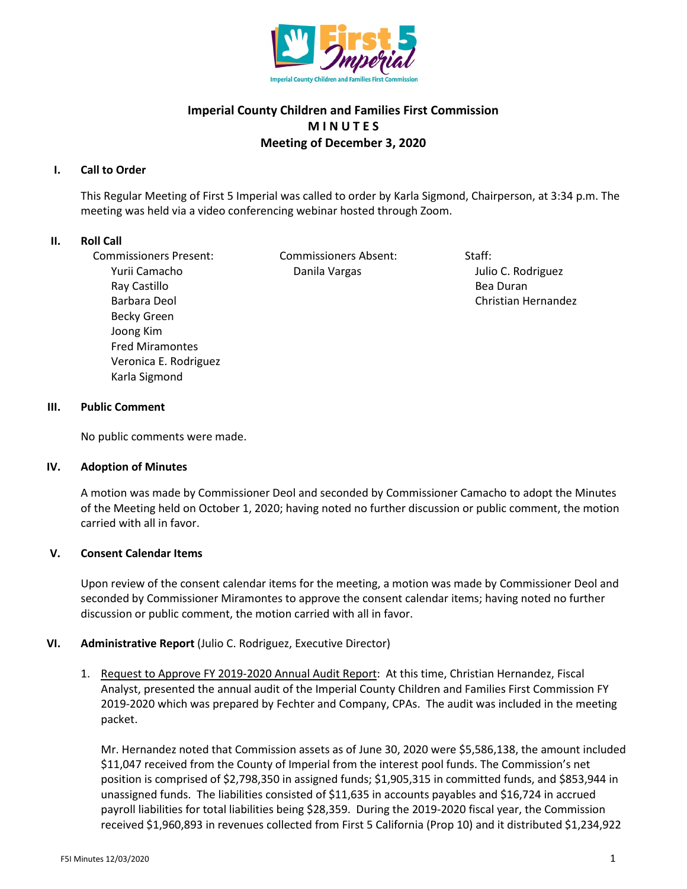# Imperial County Children and Families First Commission
## M I N U T E S
## Meeting of December 3, 2020

### I. Call to Order

This Regular Meeting of First 5 Imperial was called to order by Karla Sigmond, Chairperson, at 3:34 p.m. The meeting was held via a video conferencing webinar hosted through Zoom.

### II. Roll Call

Commissioners Present:
- Yurii Camacho
- Ray Castillo
- Barbara Deol
- Becky Green
- Joong Kim
- Fred Miramontes
- Veronica E. Rodriguez
- Karla Sigmond

Commissioners Absent:
- Danila Vargas

Staff:
- Julio C. Rodriguez
- Bea Duran
- Christian Hernandez

### III. Public Comment

No public comments were made.

### IV. Adoption of Minutes

A motion was made by Commissioner Deol and seconded by Commissioner Camacho to adopt the Minutes of the Meeting held on October 1, 2020; having noted no further discussion or public comment, the motion carried with all in favor.

### V. Consent Calendar Items

Upon review of the consent calendar items for the meeting, a motion was made by Commissioner Deol and seconded by Commissioner Miramontes to approve the consent calendar items; having noted no further discussion or public comment, the motion carried with all in favor.

### VI. Administrative Report (Julio C. Rodriguez, Executive Director)

1. Request to Approve FY 2019-2020 Annual Audit Report: At this time, Christian Hernandez, Fiscal Analyst, presented the annual audit of the Imperial County Children and Families First Commission FY 2019-2020 which was prepared by Fechter and Company, CPAs. The audit was included in the meeting packet.

   Mr. Hernandez noted that Commission assets as of June 30, 2020 were $5,586,138, the amount included $11,047 received from the County of Imperial from the interest pool funds. The Commission's net position is comprised of $2,798,350 in assigned funds; $1,905,315 in committed funds, and $853,944 in unassigned funds. The liabilities consisted of $11,635 in accounts payables and $16,724 in accrued payroll liabilities for total liabilities being $28,359. During the 2019-2020 fiscal year, the Commission received $1,960,893 in revenues collected from First 5 California (Prop 10) and it distributed $1,234,922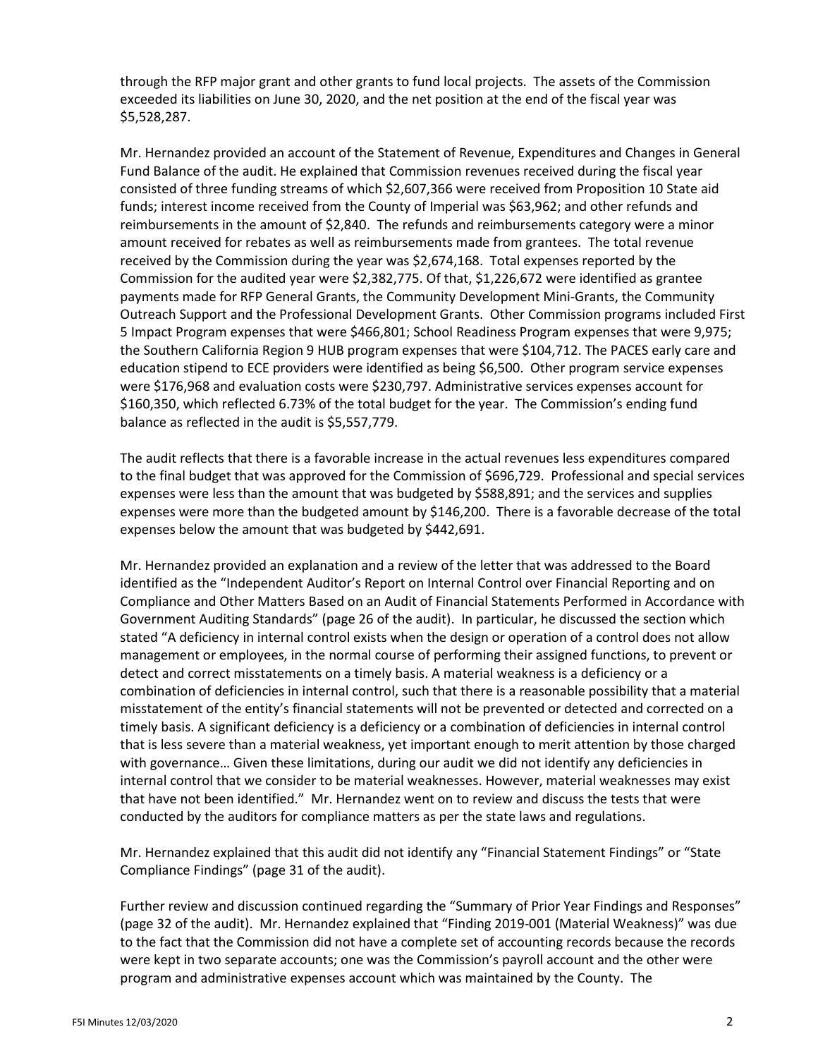through the RFP major grant and other grants to fund local projects. The assets of the Commission exceeded its liabilities on June 30, 2020, and the net position at the end of the fiscal year was $5,528,287.

Mr. Hernandez provided an account of the Statement of Revenue, Expenditures and Changes in General Fund Balance of the audit. He explained that Commission revenues received during the fiscal year consisted of three funding streams of which $2,607,366 were received from Proposition 10 State aid funds; interest income received from the County of Imperial was $63,962; and other refunds and reimbursements in the amount of $2,840. The refunds and reimbursements category were a minor amount received for rebates as well as reimbursements made from grantees. The total revenue received by the Commission during the year was $2,674,168. Total expenses reported by the Commission for the audited year were $2,382,775. Of that, $1,226,672 were identified as grantee payments made for RFP General Grants, the Community Development Mini-Grants, the Community Outreach Support and the Professional Development Grants. Other Commission programs included First 5 Impact Program expenses that were $466,801; School Readiness Program expenses that were 9,975; the Southern California Region 9 HUB program expenses that were $104,712. The PACES early care and education stipend to ECE providers were identified as being $6,500. Other program service expenses were $176,968 and evaluation costs were $230,797. Administrative services expenses account for $160,350, which reflected 6.73% of the total budget for the year. The Commission's ending fund balance as reflected in the audit is $5,557,779.

The audit reflects that there is a favorable increase in the actual revenues less expenditures compared to the final budget that was approved for the Commission of $696,729. Professional and special services expenses were less than the amount that was budgeted by $588,891; and the services and supplies expenses were more than the budgeted amount by $146,200. There is a favorable decrease of the total expenses below the amount that was budgeted by $442,691.

Mr. Hernandez provided an explanation and a review of the letter that was addressed to the Board identified as the "Independent Auditor's Report on Internal Control over Financial Reporting and on Compliance and Other Matters Based on an Audit of Financial Statements Performed in Accordance with Government Auditing Standards" (page 26 of the audit). In particular, he discussed the section which stated "A deficiency in internal control exists when the design or operation of a control does not allow management or employees, in the normal course of performing their assigned functions, to prevent or detect and correct misstatements on a timely basis. A material weakness is a deficiency or a combination of deficiencies in internal control, such that there is a reasonable possibility that a material misstatement of the entity's financial statements will not be prevented or detected and corrected on a timely basis. A significant deficiency is a deficiency or a combination of deficiencies in internal control that is less severe than a material weakness, yet important enough to merit attention by those charged with governance… Given these limitations, during our audit we did not identify any deficiencies in internal control that we consider to be material weaknesses. However, material weaknesses may exist that have not been identified." Mr. Hernandez went on to review and discuss the tests that were conducted by the auditors for compliance matters as per the state laws and regulations.

Mr. Hernandez explained that this audit did not identify any "Financial Statement Findings" or "State Compliance Findings" (page 31 of the audit).

Further review and discussion continued regarding the "Summary of Prior Year Findings and Responses" (page 32 of the audit). Mr. Hernandez explained that "Finding 2019-001 (Material Weakness)" was due to the fact that the Commission did not have a complete set of accounting records because the records were kept in two separate accounts; one was the Commission's payroll account and the other were program and administrative expenses account which was maintained by the County. The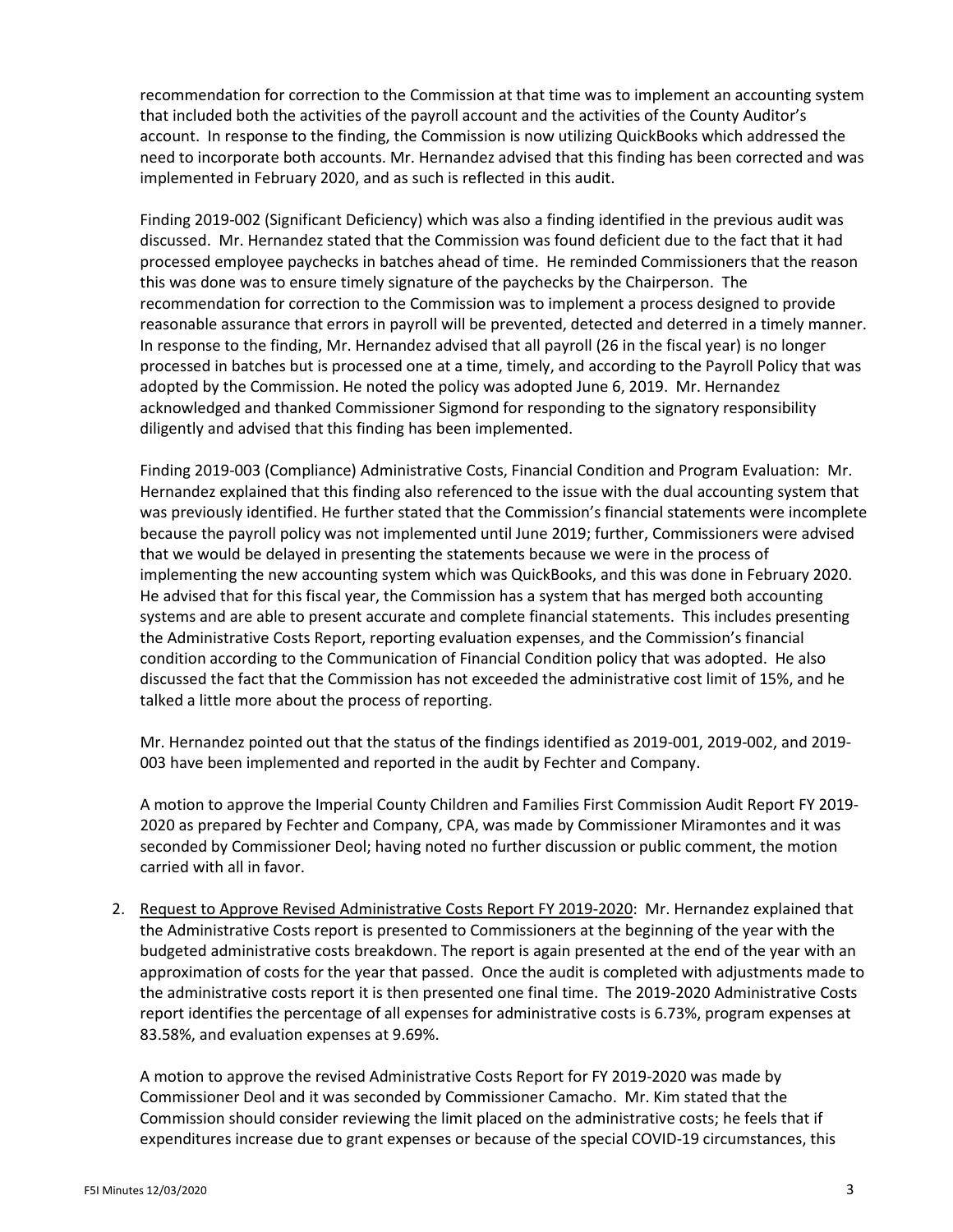recommendation for correction to the Commission at that time was to implement an accounting system that included both the activities of the payroll account and the activities of the County Auditor's account. In response to the finding, the Commission is now utilizing QuickBooks which addressed the need to incorporate both accounts. Mr. Hernandez advised that this finding has been corrected and was implemented in February 2020, and as such is reflected in this audit.

Finding 2019-002 (Significant Deficiency) which was also a finding identified in the previous audit was discussed. Mr. Hernandez stated that the Commission was found deficient due to the fact that it had processed employee paychecks in batches ahead of time. He reminded Commissioners that the reason this was done was to ensure timely signature of the paychecks by the Chairperson. The recommendation for correction to the Commission was to implement a process designed to provide reasonable assurance that errors in payroll will be prevented, detected and deterred in a timely manner. In response to the finding, Mr. Hernandez advised that all payroll (26 in the fiscal year) is no longer processed in batches but is processed one at a time, timely, and according to the Payroll Policy that was adopted by the Commission. He noted the policy was adopted June 6, 2019. Mr. Hernandez acknowledged and thanked Commissioner Sigmond for responding to the signatory responsibility diligently and advised that this finding has been implemented.

Finding 2019-003 (Compliance) Administrative Costs, Financial Condition and Program Evaluation: Mr. Hernandez explained that this finding also referenced to the issue with the dual accounting system that was previously identified. He further stated that the Commission's financial statements were incomplete because the payroll policy was not implemented until June 2019; further, Commissioners were advised that we would be delayed in presenting the statements because we were in the process of implementing the new accounting system which was QuickBooks, and this was done in February 2020. He advised that for this fiscal year, the Commission has a system that has merged both accounting systems and are able to present accurate and complete financial statements. This includes presenting the Administrative Costs Report, reporting evaluation expenses, and the Commission's financial condition according to the Communication of Financial Condition policy that was adopted. He also discussed the fact that the Commission has not exceeded the administrative cost limit of 15%, and he talked a little more about the process of reporting.

Mr. Hernandez pointed out that the status of the findings identified as 2019-001, 2019-002, and 2019-003 have been implemented and reported in the audit by Fechter and Company.

A motion to approve the Imperial County Children and Families First Commission Audit Report FY 2019-2020 as prepared by Fechter and Company, CPA, was made by Commissioner Miramontes and it was seconded by Commissioner Deol; having noted no further discussion or public comment, the motion carried with all in favor.

2. <u>Request to Approve Revised Administrative Costs Report FY 2019-2020</u>: Mr. Hernandez explained that the Administrative Costs report is presented to Commissioners at the beginning of the year with the budgeted administrative costs breakdown. The report is again presented at the end of the year with an approximation of costs for the year that passed. Once the audit is completed with adjustments made to the administrative costs report it is then presented one final time. The 2019-2020 Administrative Costs report identifies the percentage of all expenses for administrative costs is 6.73%, program expenses at 83.58%, and evaluation expenses at 9.69%.

   A motion to approve the revised Administrative Costs Report for FY 2019-2020 was made by Commissioner Deol and it was seconded by Commissioner Camacho. Mr. Kim stated that the Commission should consider reviewing the limit placed on the administrative costs; he feels that if expenditures increase due to grant expenses or because of the special COVID-19 circumstances, this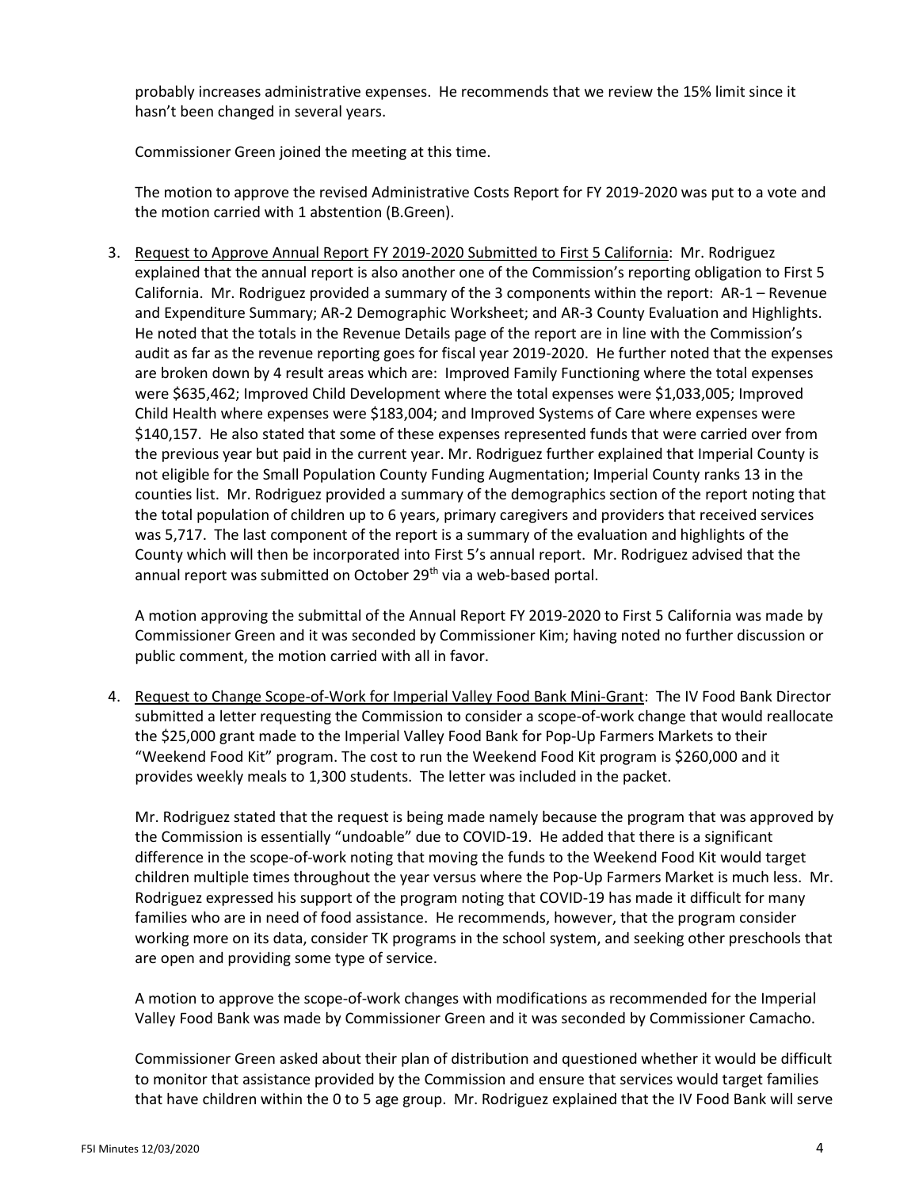probably increases administrative expenses. He recommends that we review the 15% limit since it hasn't been changed in several years.

Commissioner Green joined the meeting at this time.

The motion to approve the revised Administrative Costs Report for FY 2019-2020 was put to a vote and the motion carried with 1 abstention (B.Green).

3. <u>Request to Approve Annual Report FY 2019-2020 Submitted to First 5 California</u>: Mr. Rodriguez explained that the annual report is also another one of the Commission's reporting obligation to First 5 California. Mr. Rodriguez provided a summary of the 3 components within the report: AR-1 – Revenue and Expenditure Summary; AR-2 Demographic Worksheet; and AR-3 County Evaluation and Highlights. He noted that the totals in the Revenue Details page of the report are in line with the Commission's audit as far as the revenue reporting goes for fiscal year 2019-2020. He further noted that the expenses are broken down by 4 result areas which are: Improved Family Functioning where the total expenses were $635,462; Improved Child Development where the total expenses were $1,033,005; Improved Child Health where expenses were $183,004; and Improved Systems of Care where expenses were $140,157. He also stated that some of these expenses represented funds that were carried over from the previous year but paid in the current year. Mr. Rodriguez further explained that Imperial County is not eligible for the Small Population County Funding Augmentation; Imperial County ranks 13 in the counties list. Mr. Rodriguez provided a summary of the demographics section of the report noting that the total population of children up to 6 years, primary caregivers and providers that received services was 5,717. The last component of the report is a summary of the evaluation and highlights of the County which will then be incorporated into First 5's annual report. Mr. Rodriguez advised that the annual report was submitted on October 29th via a web-based portal.

   A motion approving the submittal of the Annual Report FY 2019-2020 to First 5 California was made by Commissioner Green and it was seconded by Commissioner Kim; having noted no further discussion or public comment, the motion carried with all in favor.

4. <u>Request to Change Scope-of-Work for Imperial Valley Food Bank Mini-Grant</u>: The IV Food Bank Director submitted a letter requesting the Commission to consider a scope-of-work change that would reallocate the $25,000 grant made to the Imperial Valley Food Bank for Pop-Up Farmers Markets to their "Weekend Food Kit" program. The cost to run the Weekend Food Kit program is $260,000 and it provides weekly meals to 1,300 students. The letter was included in the packet.

   Mr. Rodriguez stated that the request is being made namely because the program that was approved by the Commission is essentially "undoable" due to COVID-19. He added that there is a significant difference in the scope-of-work noting that moving the funds to the Weekend Food Kit would target children multiple times throughout the year versus where the Pop-Up Farmers Market is much less. Mr. Rodriguez expressed his support of the program noting that COVID-19 has made it difficult for many families who are in need of food assistance. He recommends, however, that the program consider working more on its data, consider TK programs in the school system, and seeking other preschools that are open and providing some type of service.

   A motion to approve the scope-of-work changes with modifications as recommended for the Imperial Valley Food Bank was made by Commissioner Green and it was seconded by Commissioner Camacho.

   Commissioner Green asked about their plan of distribution and questioned whether it would be difficult to monitor that assistance provided by the Commission and ensure that services would target families that have children within the 0 to 5 age group. Mr. Rodriguez explained that the IV Food Bank will serve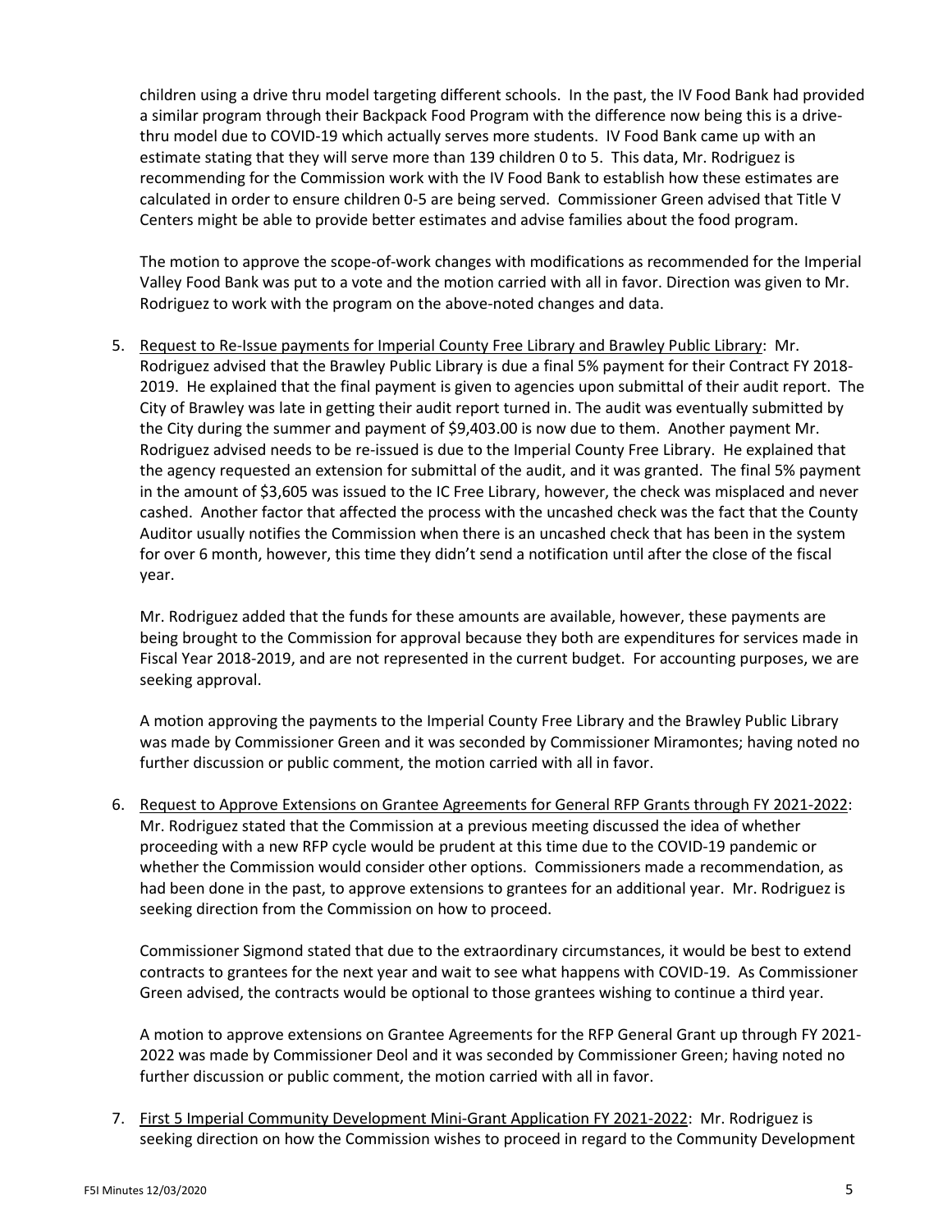children using a drive thru model targeting different schools. In the past, the IV Food Bank had provided a similar program through their Backpack Food Program with the difference now being this is a drive-thru model due to COVID-19 which actually serves more students. IV Food Bank came up with an estimate stating that they will serve more than 139 children 0 to 5. This data, Mr. Rodriguez is recommending for the Commission work with the IV Food Bank to establish how these estimates are calculated in order to ensure children 0-5 are being served. Commissioner Green advised that Title V Centers might be able to provide better estimates and advise families about the food program.

The motion to approve the scope-of-work changes with modifications as recommended for the Imperial Valley Food Bank was put to a vote and the motion carried with all in favor. Direction was given to Mr. Rodriguez to work with the program on the above-noted changes and data.

5. <u>Request to Re-Issue payments for Imperial County Free Library and Brawley Public Library</u>: Mr. Rodriguez advised that the Brawley Public Library is due a final 5% payment for their Contract FY 2018-2019. He explained that the final payment is given to agencies upon submittal of their audit report. The City of Brawley was late in getting their audit report turned in. The audit was eventually submitted by the City during the summer and payment of $9,403.00 is now due to them. Another payment Mr. Rodriguez advised needs to be re-issued is due to the Imperial County Free Library. He explained that the agency requested an extension for submittal of the audit, and it was granted. The final 5% payment in the amount of $3,605 was issued to the IC Free Library, however, the check was misplaced and never cashed. Another factor that affected the process with the uncashed check was the fact that the County Auditor usually notifies the Commission when there is an uncashed check that has been in the system for over 6 month, however, this time they didn't send a notification until after the close of the fiscal year.

   Mr. Rodriguez added that the funds for these amounts are available, however, these payments are being brought to the Commission for approval because they both are expenditures for services made in Fiscal Year 2018-2019, and are not represented in the current budget. For accounting purposes, we are seeking approval.

   A motion approving the payments to the Imperial County Free Library and the Brawley Public Library was made by Commissioner Green and it was seconded by Commissioner Miramontes; having noted no further discussion or public comment, the motion carried with all in favor.

6. <u>Request to Approve Extensions on Grantee Agreements for General RFP Grants through FY 2021-2022</u>: Mr. Rodriguez stated that the Commission at a previous meeting discussed the idea of whether proceeding with a new RFP cycle would be prudent at this time due to the COVID-19 pandemic or whether the Commission would consider other options. Commissioners made a recommendation, as had been done in the past, to approve extensions to grantees for an additional year. Mr. Rodriguez is seeking direction from the Commission on how to proceed.

   Commissioner Sigmond stated that due to the extraordinary circumstances, it would be best to extend contracts to grantees for the next year and wait to see what happens with COVID-19. As Commissioner Green advised, the contracts would be optional to those grantees wishing to continue a third year.

   A motion to approve extensions on Grantee Agreements for the RFP General Grant up through FY 2021-2022 was made by Commissioner Deol and it was seconded by Commissioner Green; having noted no further discussion or public comment, the motion carried with all in favor.

7. <u>First 5 Imperial Community Development Mini-Grant Application FY 2021-2022</u>: Mr. Rodriguez is seeking direction on how the Commission wishes to proceed in regard to the Community Development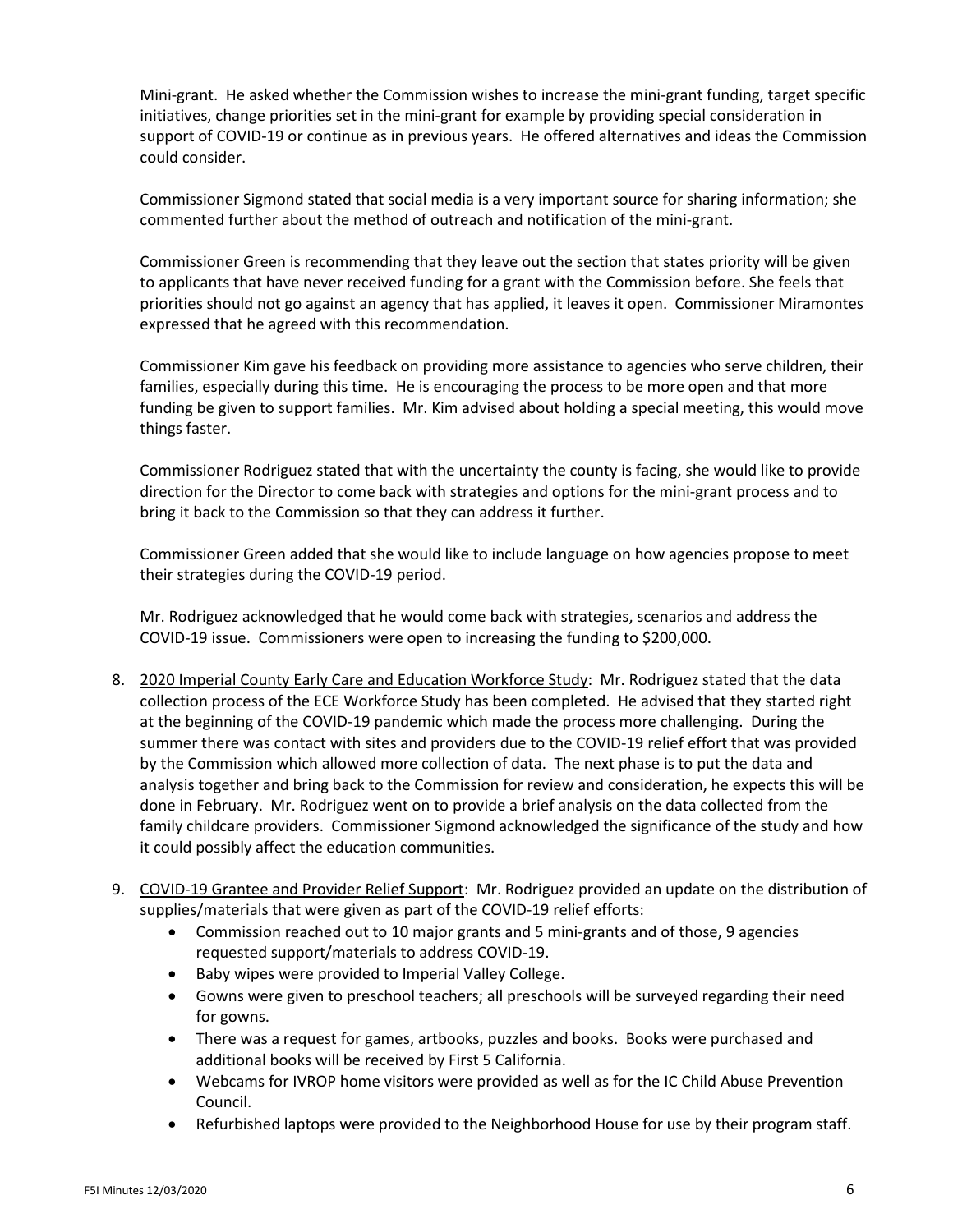Mini-grant. He asked whether the Commission wishes to increase the mini-grant funding, target specific initiatives, change priorities set in the mini-grant for example by providing special consideration in support of COVID-19 or continue as in previous years. He offered alternatives and ideas the Commission could consider.

Commissioner Sigmond stated that social media is a very important source for sharing information; she commented further about the method of outreach and notification of the mini-grant.

Commissioner Green is recommending that they leave out the section that states priority will be given to applicants that have never received funding for a grant with the Commission before. She feels that priorities should not go against an agency that has applied, it leaves it open. Commissioner Miramontes expressed that he agreed with this recommendation.

Commissioner Kim gave his feedback on providing more assistance to agencies who serve children, their families, especially during this time. He is encouraging the process to be more open and that more funding be given to support families. Mr. Kim advised about holding a special meeting, this would move things faster.

Commissioner Rodriguez stated that with the uncertainty the county is facing, she would like to provide direction for the Director to come back with strategies and options for the mini-grant process and to bring it back to the Commission so that they can address it further.

Commissioner Green added that she would like to include language on how agencies propose to meet their strategies during the COVID-19 period.

Mr. Rodriguez acknowledged that he would come back with strategies, scenarios and address the COVID-19 issue. Commissioners were open to increasing the funding to $200,000.

8. 2020 Imperial County Early Care and Education Workforce Study: Mr. Rodriguez stated that the data collection process of the ECE Workforce Study has been completed. He advised that they started right at the beginning of the COVID-19 pandemic which made the process more challenging. During the summer there was contact with sites and providers due to the COVID-19 relief effort that was provided by the Commission which allowed more collection of data. The next phase is to put the data and analysis together and bring back to the Commission for review and consideration, he expects this will be done in February. Mr. Rodriguez went on to provide a brief analysis on the data collected from the family childcare providers. Commissioner Sigmond acknowledged the significance of the study and how it could possibly affect the education communities.

9. COVID-19 Grantee and Provider Relief Support: Mr. Rodriguez provided an update on the distribution of supplies/materials that were given as part of the COVID-19 relief efforts:
   - Commission reached out to 10 major grants and 5 mini-grants and of those, 9 agencies requested support/materials to address COVID-19.
   - Baby wipes were provided to Imperial Valley College.
   - Gowns were given to preschool teachers; all preschools will be surveyed regarding their need for gowns.
   - There was a request for games, artbooks, puzzles and books. Books were purchased and additional books will be received by First 5 California.
   - Webcams for IVROP home visitors were provided as well as for the IC Child Abuse Prevention Council.
   - Refurbished laptops were provided to the Neighborhood House for use by their program staff.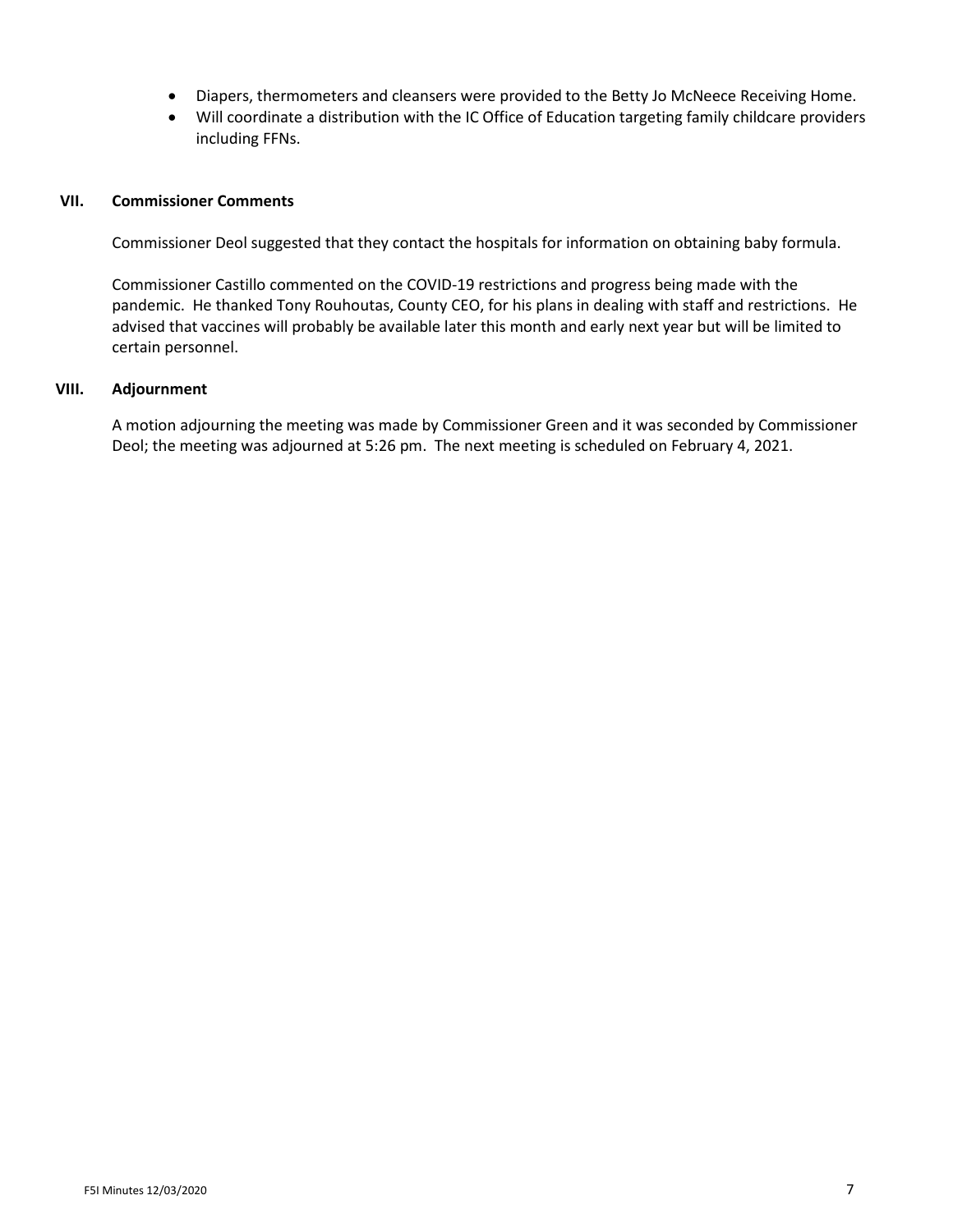- Diapers, thermometers and cleansers were provided to the Betty Jo McNeece Receiving Home.
- Will coordinate a distribution with the IC Office of Education targeting family childcare providers including FFNs.

## VII. Commissioner Comments

Commissioner Deol suggested that they contact the hospitals for information on obtaining baby formula.

Commissioner Castillo commented on the COVID-19 restrictions and progress being made with the pandemic. He thanked Tony Rouhoutas, County CEO, for his plans in dealing with staff and restrictions. He advised that vaccines will probably be available later this month and early next year but will be limited to certain personnel.

## VIII. Adjournment

A motion adjourning the meeting was made by Commissioner Green and it was seconded by Commissioner Deol; the meeting was adjourned at 5:26 pm. The next meeting is scheduled on February 4, 2021.